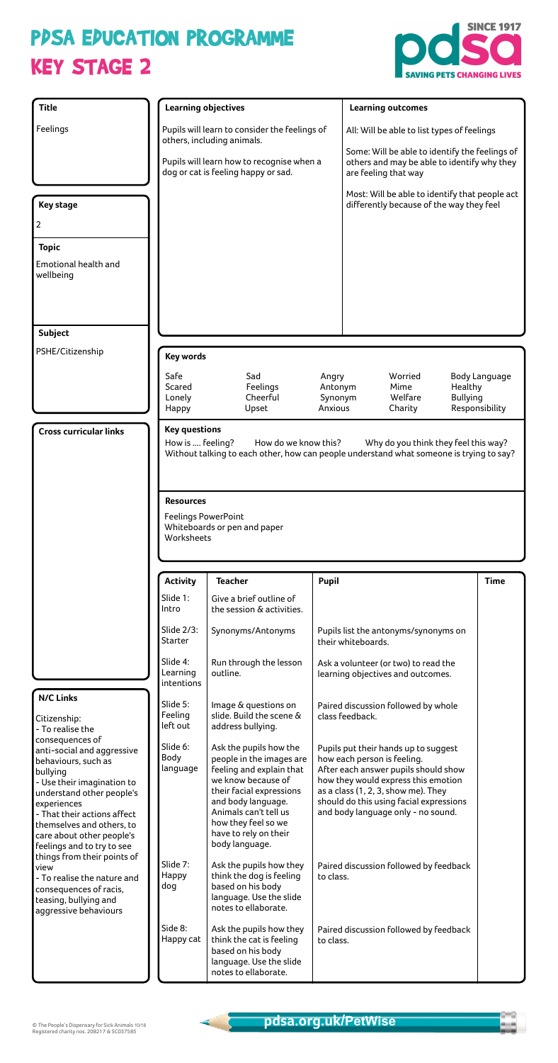# PDSA Education Programme
## Key Stage 2

**Title**

Feelings

**Key stage**

2

**Topic**

Emotional health and wellbeing

**Subject**

PSHE/Citizenship

**Cross curricular links**

**N/C Links**

Citizenship:
- To realise the consequences of anti-social and aggressive behaviours, such as bullying
- Use their imagination to understand other people's experiences
- That their actions affect themselves and others, to care about other people's feelings and to try to see things from their points of view
- To realise the nature and consequences of racis, teasing, bullying and aggressive behaviours

| Learning objectives | Learning outcomes |
| --- | --- |
| Pupils will learn to consider the feelings of others, including animals.<br><br>Pupils will learn how to recognise when a dog or cat is feeling happy or sad. | All: Will be able to list types of feelings<br><br>Some: Will be able to identify the feelings of others and may be able to identify why they are feeling that way<br><br>Most: Will be able to identify that people act differently because of the way they feel |

**Key words**

| | | | | |
| --- | --- | --- | --- | --- |
| Safe | Sad | Angry | Worried | Body Language |
| Scared | Feelings | Antonym | Mime | Healthy |
| Lonely | Cheerful | Synonym | Welfare | Bullying |
| Happy | Upset | Anxious | Charity | Responsibility |

**Key questions**

How is .... feeling? How do we know this? Why do you think they feel this way?
Without talking to each other, how can people understand what someone is trying to say?

**Resources**

Feelings PowerPoint
Whiteboards or pen and paper
Worksheets

| Activity | Teacher | Pupil | Time |
| --- | --- | --- | --- |
| Slide 1: Intro | Give a brief outline of the session & activities. | | |
| Slide 2/3: Starter | Synonyms/Antonyms | Pupils list the antonyms/synonyms on their whiteboards. | |
| Slide 4: Learning intentions | Run through the lesson outline. | Ask a volunteer (or two) to read the learning objectives and outcomes. | |
| Slide 5: Feeling left out | Image & questions on slide. Build the scene & address bullying. | Paired discussion followed by whole class feedback. | |
| Slide 6: Body language | Ask the pupils how the people in the images are feeling and explain that we know because of their facial expressions and body language. Animals can't tell us how they feel so we have to rely on their body language. | Pupils put their hands up to suggest how each person is feeling. After each answer pupils should show how they would express this emotion as a class (1, 2, 3, show me). They should do this using facial expressions and body language only - no sound. | |
| Slide 7: Happy dog | Ask the pupils how they think the dog is feeling based on his body language. Use the slide notes to ellaborate. | Paired discussion followed by feedback to class. | |
| Side 8: Happy cat | Ask the pupils how they think the cat is feeling based on his body language. Use the slide notes to ellaborate. | Paired discussion followed by feedback to class. | |

© The People's Dispensary for Sick Animals 10/18
Registered charity nos. 208217 & SC037585

pdsa.org.uk/PetWise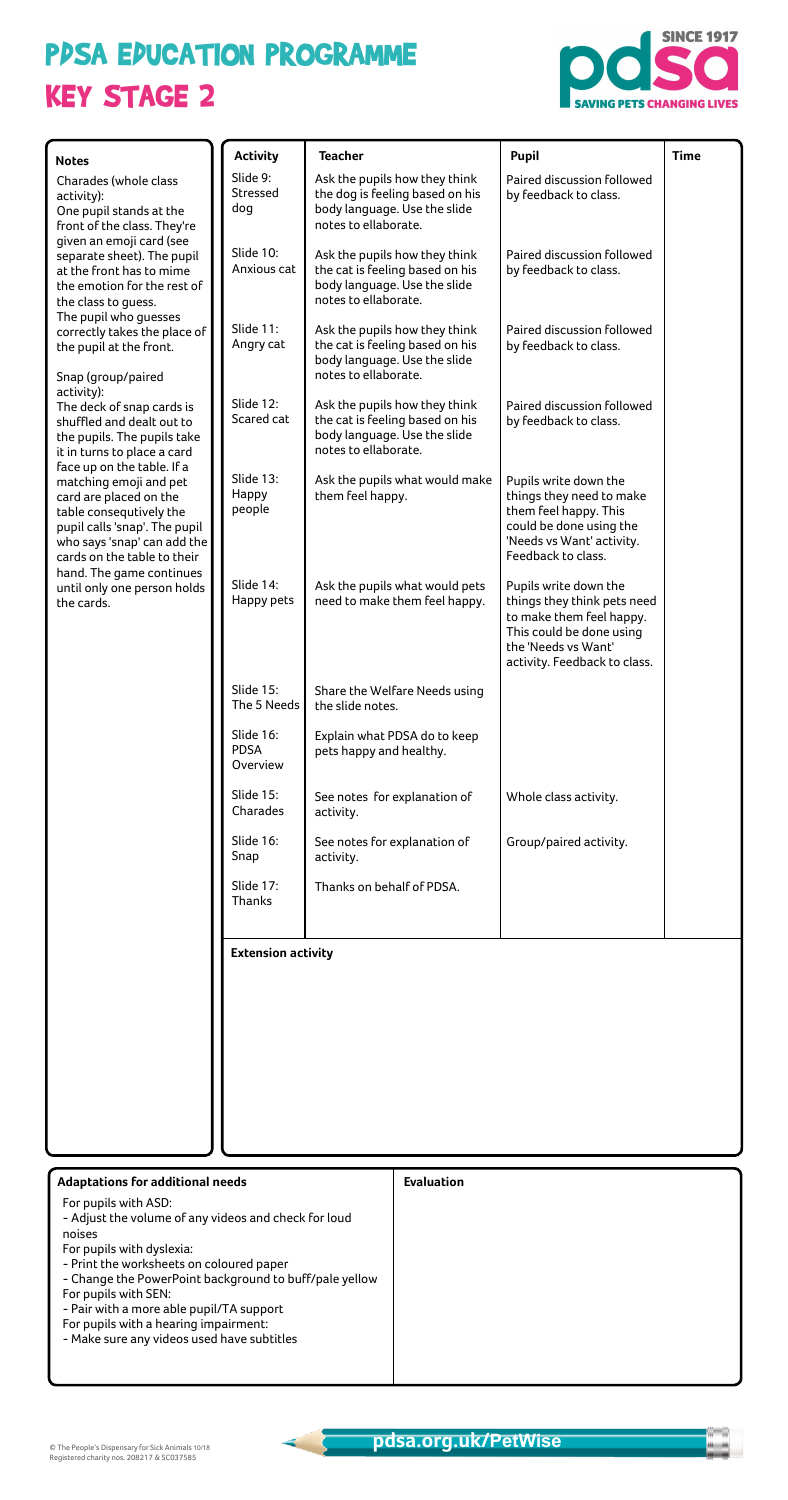# PDSA EDUCATION PROGRAMME
# KEY STAGE 2

**Notes**

Charades (whole class activity):
One pupil stands at the front of the class. They're given an emoji card (see separate sheet). The pupil at the front has to mime the emotion for the rest of the class to guess.
The pupil who guesses correctly takes the place of the pupil at the front.

Snap (group/paired activity):
The deck of snap cards is shuffled and dealt out to the pupils. The pupils take it in turns to place a card face up on the table. If a matching emoji and pet card are placed on the table consequtively the pupil calls 'snap'. The pupil who says 'snap' can add the cards on the table to their hand. The game continues until only one person holds the cards.

| Activity | Teacher | Pupil | Time |
|---|---|---|---|
| Slide 9: Stressed dog | Ask the pupils how they think the dog is feeling based on his body language. Use the slide notes to ellaborate. | Paired discussion followed by feedback to class. | |
| Slide 10: Anxious cat | Ask the pupils how they think the cat is feeling based on his body language. Use the slide notes to ellaborate. | Paired discussion followed by feedback to class. | |
| Slide 11: Angry cat | Ask the pupils how they think the cat is feeling based on his body language. Use the slide notes to ellaborate. | Paired discussion followed by feedback to class. | |
| Slide 12: Scared cat | Ask the pupils how they think the cat is feeling based on his body language. Use the slide notes to ellaborate. | Paired discussion followed by feedback to class. | |
| Slide 13: Happy people | Ask the pupils what would make them feel happy. | Pupils write down the things they need to make them feel happy. This could be done using the 'Needs vs Want' activity. Feedback to class. | |
| Slide 14: Happy pets | Ask the pupils what would pets need to make them feel happy. | Pupils write down the things they think pets need to make them feel happy. This could be done using the 'Needs vs Want' activity. Feedback to class. | |
| Slide 15: The 5 Needs | Share the Welfare Needs using the slide notes. | | |
| Slide 16: PDSA Overview | Explain what PDSA do to keep pets happy and healthy. | | |
| Slide 15: Charades | See notes for explanation of activity. | Whole class activity. | |
| Slide 16: Snap | See notes for explanation of activity. | Group/paired activity. | |
| Slide 17: Thanks | Thanks on behalf of PDSA. | | |

**Extension activity**

**Adaptations for additional needs**

For pupils with ASD:
- Adjust the volume of any videos and check for loud noises

For pupils with dyslexia:
- Print the worksheets on coloured paper
- Change the PowerPoint background to buff/pale yellow

For pupils with SEN:
- Pair with a more able pupil/TA support

For pupils with a hearing impairment:
- Make sure any videos used have subtitles

**Evaluation**

© The People's Dispensary for Sick Animals 10/18
Registered charity nos. 208217 & SC037585

pdsa.org.uk/PetWise